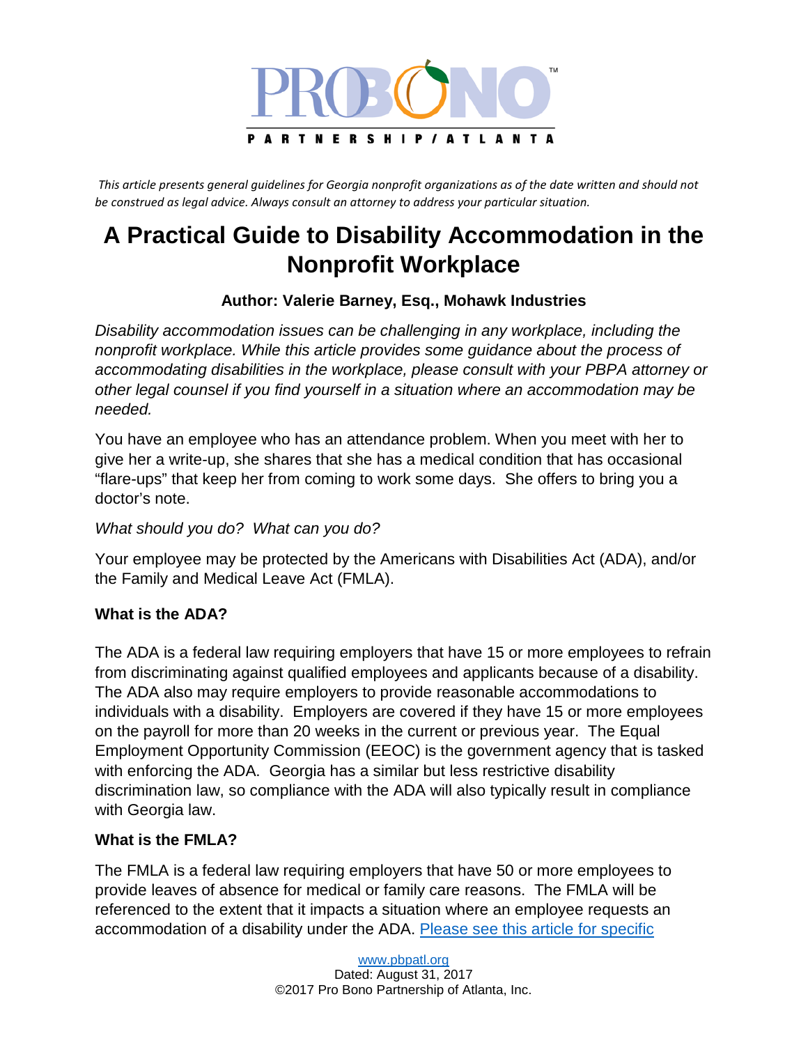*This article presents general guidelines for Georgia nonprofit organizations as of the date written and should not be construed as legal advice. Always consult an attorney to address your particular situation.*

# A Practical Guide to Disability Accommodation in the Nonprofit Workplace

**Author: Valerie Barney, Esq., Mohawk Industries**

*Disability accommodation issues can be challenging in any workplace, including the nonprofit workplace. While this article provides some guidance about the process of accommodating disabilities in the workplace, please consult with your PBPA attorney or other legal counsel if you find yourself in a situation where an accommodation may be needed.*

You have an employee who has an attendance problem. When you meet with her to give her a write-up, she shares that she has a medical condition that has occasional "flare-ups" that keep her from coming to work some days. She offers to bring you a doctor's note.

*What should you do? What can you do?*

Your employee may be protected by the Americans with Disabilities Act (ADA), and/or the Family and Medical Leave Act (FMLA).

### What is the ADA?

The ADA is a federal law requiring employers that have 15 or more employees to refrain from discriminating against qualified employees and applicants because of a disability. The ADA also may require employers to provide reasonable accommodations to individuals with a disability. Employers are covered if they have 15 or more employees on the payroll for more than 20 weeks in the current or previous year. The Equal Employment Opportunity Commission (EEOC) is the government agency that is tasked with enforcing the ADA. Georgia has a similar but less restrictive disability discrimination law, so compliance with the ADA will also typically result in compliance with Georgia law.

### What is the FMLA?

The FMLA is a federal law requiring employers that have 50 or more employees to provide leaves of absence for medical or family care reasons. The FMLA will be referenced to the extent that it impacts a situation where an employee requests an accommodation of a disability under the ADA. Please see this article for specific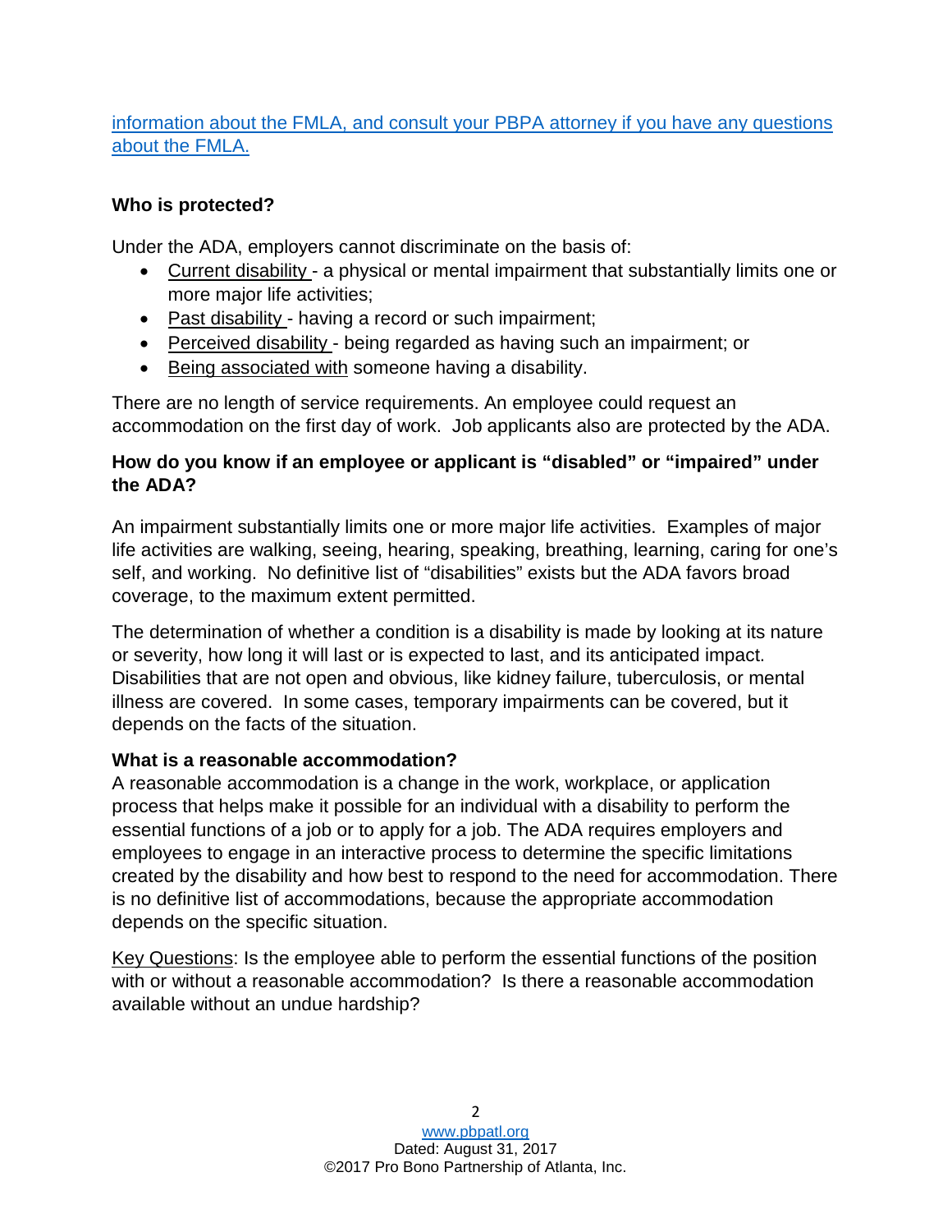[information about the FMLA, and consult your PBPA attorney if you have any questions about the FMLA.]

**Who is protected?**

Under the ADA, employers cannot discriminate on the basis of:

- Current disability - a physical or mental impairment that substantially limits one or more major life activities;
- Past disability - having a record or such impairment;
- Perceived disability - being regarded as having such an impairment; or
- Being associated with someone having a disability.

There are no length of service requirements. An employee could request an accommodation on the first day of work. Job applicants also are protected by the ADA.

**How do you know if an employee or applicant is "disabled" or "impaired" under the ADA?**

An impairment substantially limits one or more major life activities. Examples of major life activities are walking, seeing, hearing, speaking, breathing, learning, caring for one's self, and working. No definitive list of "disabilities" exists but the ADA favors broad coverage, to the maximum extent permitted.

The determination of whether a condition is a disability is made by looking at its nature or severity, how long it will last or is expected to last, and its anticipated impact. Disabilities that are not open and obvious, like kidney failure, tuberculosis, or mental illness are covered. In some cases, temporary impairments can be covered, but it depends on the facts of the situation.

**What is a reasonable accommodation?**

A reasonable accommodation is a change in the work, workplace, or application process that helps make it possible for an individual with a disability to perform the essential functions of a job or to apply for a job. The ADA requires employers and employees to engage in an interactive process to determine the specific limitations created by the disability and how best to respond to the need for accommodation. There is no definitive list of accommodations, because the appropriate accommodation depends on the specific situation.

Key Questions: Is the employee able to perform the essential functions of the position with or without a reasonable accommodation? Is there a reasonable accommodation available without an undue hardship?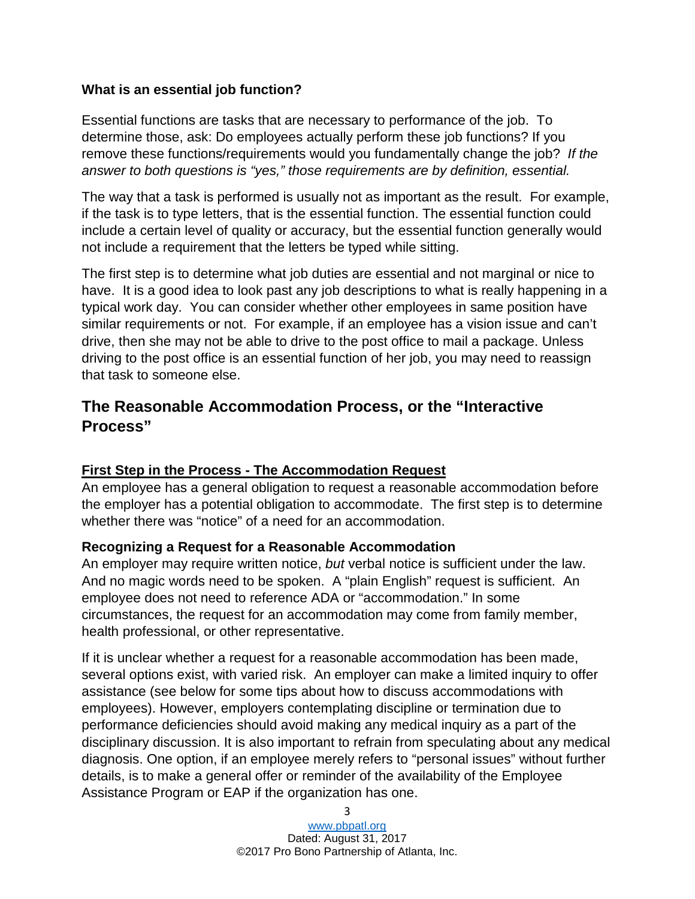### What is an essential job function?

Essential functions are tasks that are necessary to performance of the job. To determine those, ask: Do employees actually perform these job functions? If you remove these functions/requirements would you fundamentally change the job? *If the answer to both questions is "yes," those requirements are by definition, essential.*

The way that a task is performed is usually not as important as the result. For example, if the task is to type letters, that is the essential function. The essential function could include a certain level of quality or accuracy, but the essential function generally would not include a requirement that the letters be typed while sitting.

The first step is to determine what job duties are essential and not marginal or nice to have. It is a good idea to look past any job descriptions to what is really happening in a typical work day. You can consider whether other employees in same position have similar requirements or not. For example, if an employee has a vision issue and can't drive, then she may not be able to drive to the post office to mail a package. Unless driving to the post office is an essential function of her job, you may need to reassign that task to someone else.

## The Reasonable Accommodation Process, or the "Interactive Process"

**First Step in the Process - The Accommodation Request**

An employee has a general obligation to request a reasonable accommodation before the employer has a potential obligation to accommodate. The first step is to determine whether there was "notice" of a need for an accommodation.

### Recognizing a Request for a Reasonable Accommodation

An employer may require written notice, *but* verbal notice is sufficient under the law. And no magic words need to be spoken. A "plain English" request is sufficient. An employee does not need to reference ADA or "accommodation." In some circumstances, the request for an accommodation may come from family member, health professional, or other representative.

If it is unclear whether a request for a reasonable accommodation has been made, several options exist, with varied risk. An employer can make a limited inquiry to offer assistance (see below for some tips about how to discuss accommodations with employees). However, employers contemplating discipline or termination due to performance deficiencies should avoid making any medical inquiry as a part of the disciplinary discussion. It is also important to refrain from speculating about any medical diagnosis. One option, if an employee merely refers to "personal issues" without further details, is to make a general offer or reminder of the availability of the Employee Assistance Program or EAP if the organization has one.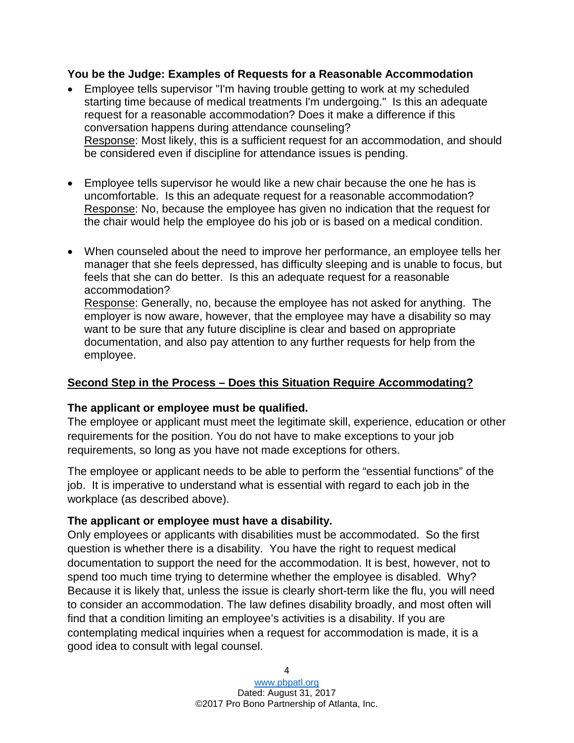**You be the Judge: Examples of Requests for a Reasonable Accommodation**

- Employee tells supervisor "I'm having trouble getting to work at my scheduled starting time because of medical treatments I'm undergoing." Is this an adequate request for a reasonable accommodation? Does it make a difference if this conversation happens during attendance counseling?
  Response: Most likely, this is a sufficient request for an accommodation, and should be considered even if discipline for attendance issues is pending.

- Employee tells supervisor he would like a new chair because the one he has is uncomfortable. Is this an adequate request for a reasonable accommodation?
  Response: No, because the employee has given no indication that the request for the chair would help the employee do his job or is based on a medical condition.

- When counseled about the need to improve her performance, an employee tells her manager that she feels depressed, has difficulty sleeping and is unable to focus, but feels that she can do better. Is this an adequate request for a reasonable accommodation?
  Response: Generally, no, because the employee has not asked for anything. The employer is now aware, however, that the employee may have a disability so may want to be sure that any future discipline is clear and based on appropriate documentation, and also pay attention to any further requests for help from the employee.

## Second Step in the Process – Does this Situation Require Accommodating?

**The applicant or employee must be qualified.**

The employee or applicant must meet the legitimate skill, experience, education or other requirements for the position. You do not have to make exceptions to your job requirements, so long as you have not made exceptions for others.

The employee or applicant needs to be able to perform the "essential functions" of the job. It is imperative to understand what is essential with regard to each job in the workplace (as described above).

**The applicant or employee must have a disability.**

Only employees or applicants with disabilities must be accommodated. So the first question is whether there is a disability. You have the right to request medical documentation to support the need for the accommodation. It is best, however, not to spend too much time trying to determine whether the employee is disabled. Why? Because it is likely that, unless the issue is clearly short-term like the flu, you will need to consider an accommodation. The law defines disability broadly, and most often will find that a condition limiting an employee's activities is a disability. If you are contemplating medical inquiries when a request for accommodation is made, it is a good idea to consult with legal counsel.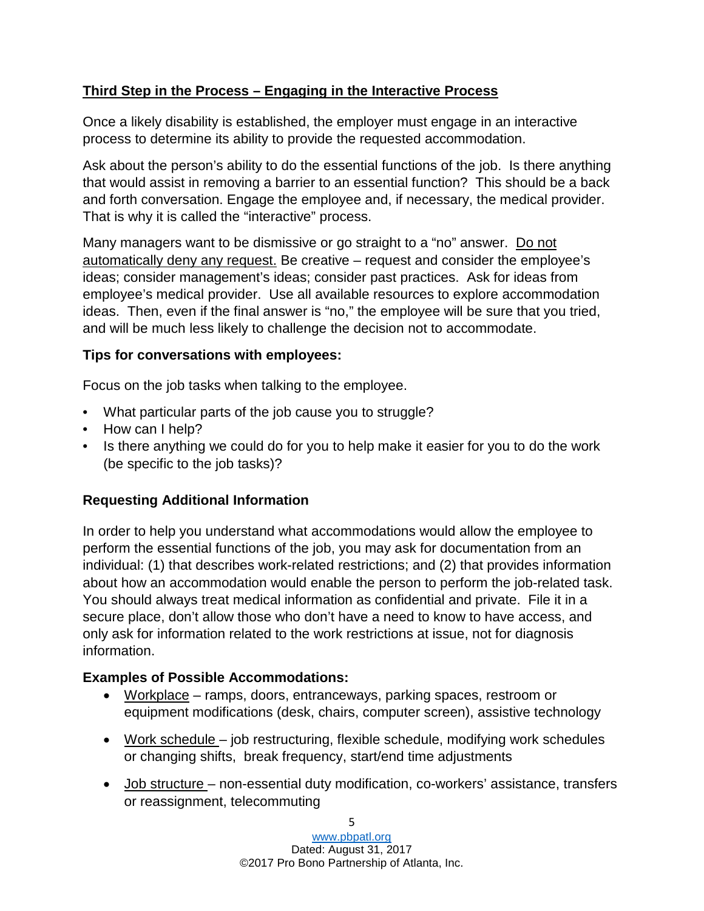## **<u>Third Step in the Process – Engaging in the Interactive Process</u>**

Once a likely disability is established, the employer must engage in an interactive process to determine its ability to provide the requested accommodation.

Ask about the person's ability to do the essential functions of the job. Is there anything that would assist in removing a barrier to an essential function? This should be a back and forth conversation. Engage the employee and, if necessary, the medical provider. That is why it is called the "interactive" process.

Many managers want to be dismissive or go straight to a "no" answer. <u>Do not automatically deny any request.</u> Be creative – request and consider the employee's ideas; consider management's ideas; consider past practices. Ask for ideas from employee's medical provider. Use all available resources to explore accommodation ideas. Then, even if the final answer is "no," the employee will be sure that you tried, and will be much less likely to challenge the decision not to accommodate.

### **Tips for conversations with employees:**

Focus on the job tasks when talking to the employee.

- What particular parts of the job cause you to struggle?
- How can I help?
- Is there anything we could do for you to help make it easier for you to do the work (be specific to the job tasks)?

### **Requesting Additional Information**

In order to help you understand what accommodations would allow the employee to perform the essential functions of the job, you may ask for documentation from an individual: (1) that describes work-related restrictions; and (2) that provides information about how an accommodation would enable the person to perform the job-related task. You should always treat medical information as confidential and private. File it in a secure place, don't allow those who don't have a need to know to have access, and only ask for information related to the work restrictions at issue, not for diagnosis information.

### **Examples of Possible Accommodations:**

- <u>Workplace</u> – ramps, doors, entranceways, parking spaces, restroom or equipment modifications (desk, chairs, computer screen), assistive technology
- <u>Work schedule</u> – job restructuring, flexible schedule, modifying work schedules or changing shifts, break frequency, start/end time adjustments
- <u>Job structure</u> – non-essential duty modification, co-workers' assistance, transfers or reassignment, telecommuting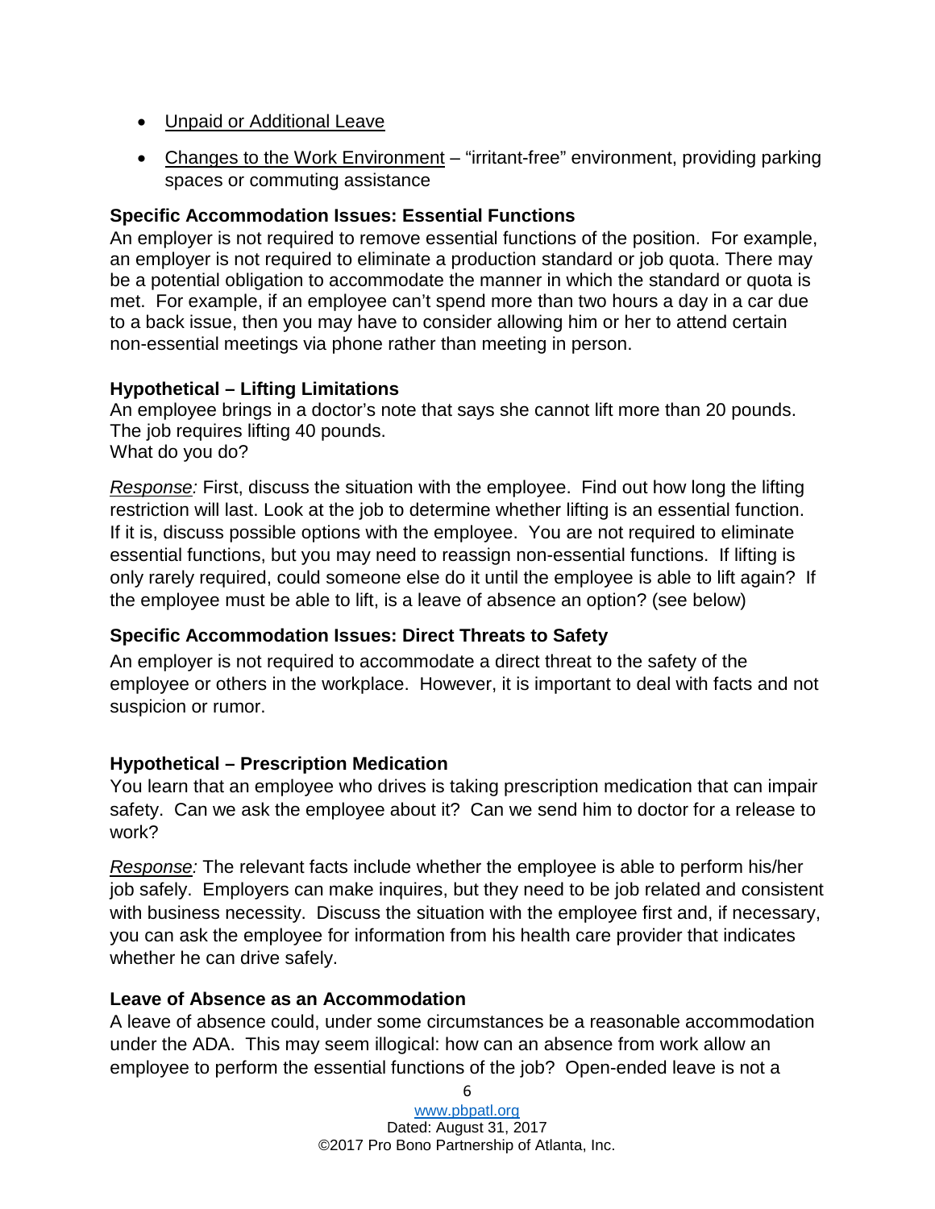- Unpaid or Additional Leave
- Changes to the Work Environment – "irritant-free" environment, providing parking spaces or commuting assistance

**Specific Accommodation Issues: Essential Functions**

An employer is not required to remove essential functions of the position. For example, an employer is not required to eliminate a production standard or job quota. There may be a potential obligation to accommodate the manner in which the standard or quota is met. For example, if an employee can't spend more than two hours a day in a car due to a back issue, then you may have to consider allowing him or her to attend certain non-essential meetings via phone rather than meeting in person.

**Hypothetical – Lifting Limitations**

An employee brings in a doctor's note that says she cannot lift more than 20 pounds. The job requires lifting 40 pounds.
What do you do?

*Response:* First, discuss the situation with the employee. Find out how long the lifting restriction will last. Look at the job to determine whether lifting is an essential function. If it is, discuss possible options with the employee. You are not required to eliminate essential functions, but you may need to reassign non-essential functions. If lifting is only rarely required, could someone else do it until the employee is able to lift again? If the employee must be able to lift, is a leave of absence an option? (see below)

**Specific Accommodation Issues: Direct Threats to Safety**

An employer is not required to accommodate a direct threat to the safety of the employee or others in the workplace. However, it is important to deal with facts and not suspicion or rumor.

**Hypothetical – Prescription Medication**

You learn that an employee who drives is taking prescription medication that can impair safety. Can we ask the employee about it? Can we send him to doctor for a release to work?

*Response:* The relevant facts include whether the employee is able to perform his/her job safely. Employers can make inquires, but they need to be job related and consistent with business necessity. Discuss the situation with the employee first and, if necessary, you can ask the employee for information from his health care provider that indicates whether he can drive safely.

**Leave of Absence as an Accommodation**

A leave of absence could, under some circumstances be a reasonable accommodation under the ADA. This may seem illogical: how can an absence from work allow an employee to perform the essential functions of the job? Open-ended leave is not a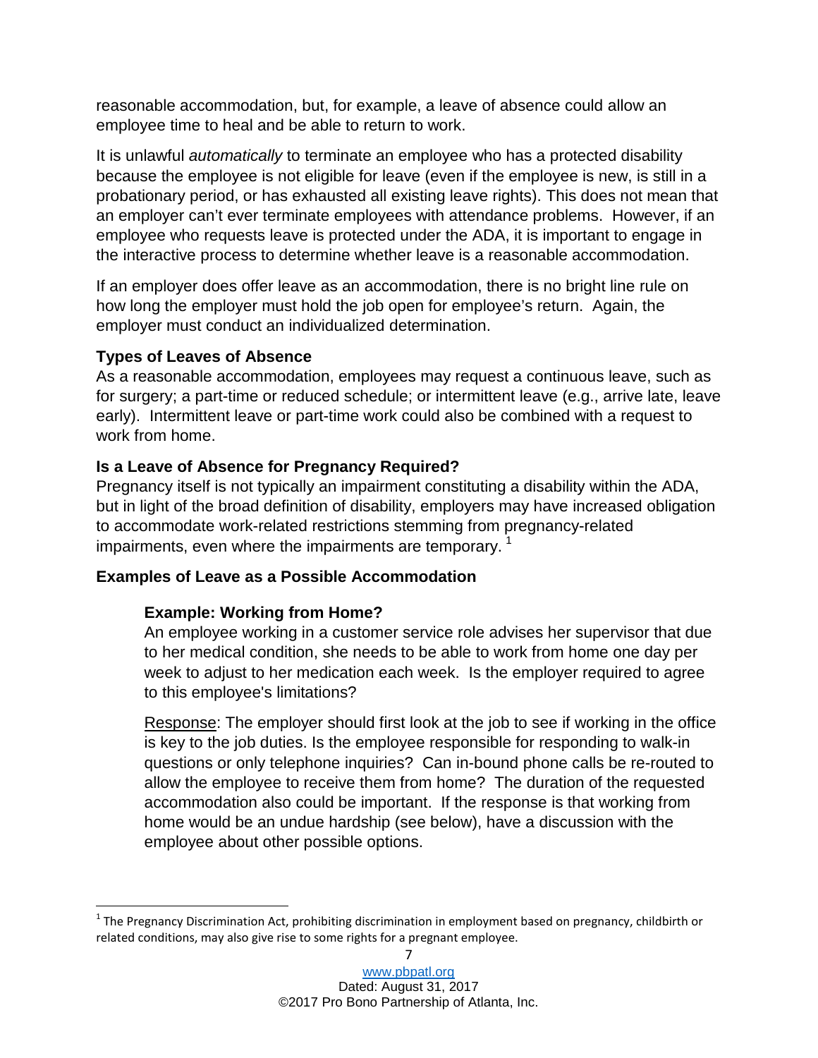reasonable accommodation, but, for example, a leave of absence could allow an employee time to heal and be able to return to work.

It is unlawful *automatically* to terminate an employee who has a protected disability because the employee is not eligible for leave (even if the employee is new, is still in a probationary period, or has exhausted all existing leave rights). This does not mean that an employer can't ever terminate employees with attendance problems. However, if an employee who requests leave is protected under the ADA, it is important to engage in the interactive process to determine whether leave is a reasonable accommodation.

If an employer does offer leave as an accommodation, there is no bright line rule on how long the employer must hold the job open for employee's return. Again, the employer must conduct an individualized determination.

### Types of Leaves of Absence

As a reasonable accommodation, employees may request a continuous leave, such as for surgery; a part-time or reduced schedule; or intermittent leave (e.g., arrive late, leave early). Intermittent leave or part-time work could also be combined with a request to work from home.

### Is a Leave of Absence for Pregnancy Required?

Pregnancy itself is not typically an impairment constituting a disability within the ADA, but in light of the broad definition of disability, employers may have increased obligation to accommodate work-related restrictions stemming from pregnancy-related impairments, even where the impairments are temporary. [1]

### Examples of Leave as a Possible Accommodation

#### Example: Working from Home?

An employee working in a customer service role advises her supervisor that due to her medical condition, she needs to be able to work from home one day per week to adjust to her medication each week. Is the employer required to agree to this employee's limitations?

Response: The employer should first look at the job to see if working in the office is key to the job duties. Is the employee responsible for responding to walk-in questions or only telephone inquiries? Can in-bound phone calls be re-routed to allow the employee to receive them from home? The duration of the requested accommodation also could be important. If the response is that working from home would be an undue hardship (see below), have a discussion with the employee about other possible options.

---

[1] The Pregnancy Discrimination Act, prohibiting discrimination in employment based on pregnancy, childbirth or related conditions, may also give rise to some rights for a pregnant employee.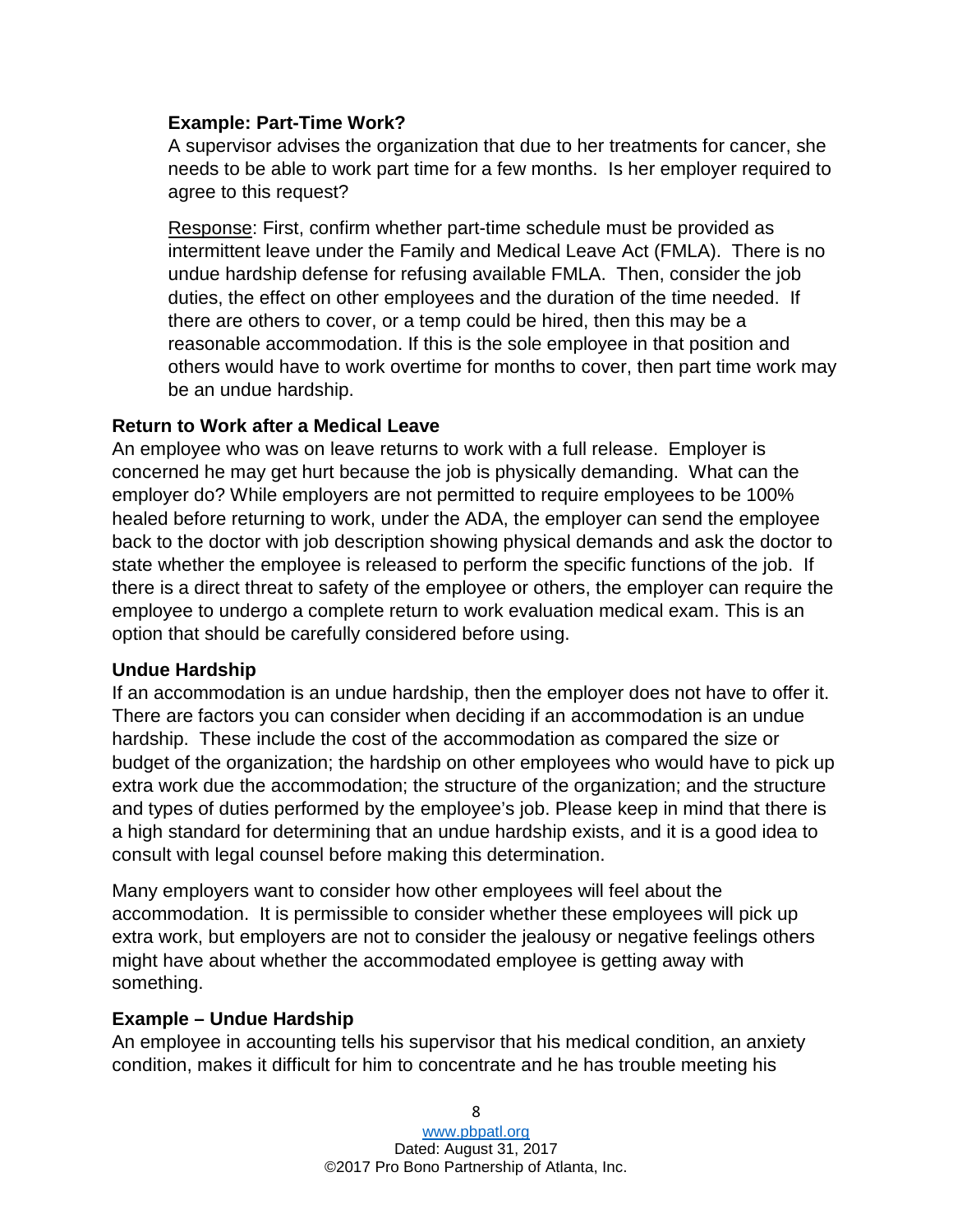**Example: Part-Time Work?**

A supervisor advises the organization that due to her treatments for cancer, she needs to be able to work part time for a few months. Is her employer required to agree to this request?

Response: First, confirm whether part-time schedule must be provided as intermittent leave under the Family and Medical Leave Act (FMLA). There is no undue hardship defense for refusing available FMLA. Then, consider the job duties, the effect on other employees and the duration of the time needed. If there are others to cover, or a temp could be hired, then this may be a reasonable accommodation. If this is the sole employee in that position and others would have to work overtime for months to cover, then part time work may be an undue hardship.

### Return to Work after a Medical Leave

An employee who was on leave returns to work with a full release. Employer is concerned he may get hurt because the job is physically demanding. What can the employer do? While employers are not permitted to require employees to be 100% healed before returning to work, under the ADA, the employer can send the employee back to the doctor with job description showing physical demands and ask the doctor to state whether the employee is released to perform the specific functions of the job. If there is a direct threat to safety of the employee or others, the employer can require the employee to undergo a complete return to work evaluation medical exam. This is an option that should be carefully considered before using.

### Undue Hardship

If an accommodation is an undue hardship, then the employer does not have to offer it. There are factors you can consider when deciding if an accommodation is an undue hardship. These include the cost of the accommodation as compared the size or budget of the organization; the hardship on other employees who would have to pick up extra work due the accommodation; the structure of the organization; and the structure and types of duties performed by the employee's job. Please keep in mind that there is a high standard for determining that an undue hardship exists, and it is a good idea to consult with legal counsel before making this determination.

Many employers want to consider how other employees will feel about the accommodation. It is permissible to consider whether these employees will pick up extra work, but employers are not to consider the jealousy or negative feelings others might have about whether the accommodated employee is getting away with something.

### Example – Undue Hardship

An employee in accounting tells his supervisor that his medical condition, an anxiety condition, makes it difficult for him to concentrate and he has trouble meeting his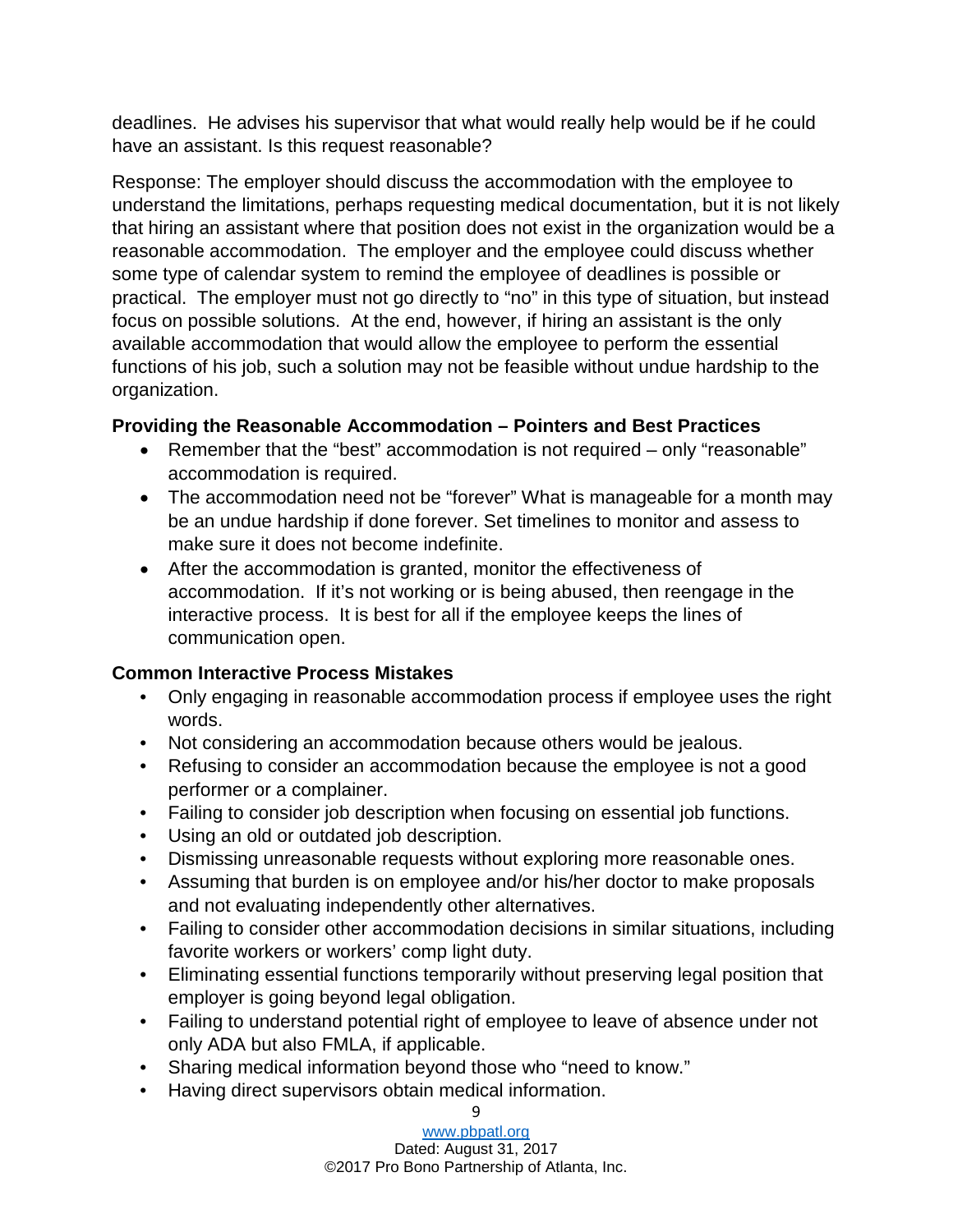deadlines. He advises his supervisor that what would really help would be if he could have an assistant. Is this request reasonable?

Response: The employer should discuss the accommodation with the employee to understand the limitations, perhaps requesting medical documentation, but it is not likely that hiring an assistant where that position does not exist in the organization would be a reasonable accommodation. The employer and the employee could discuss whether some type of calendar system to remind the employee of deadlines is possible or practical. The employer must not go directly to "no" in this type of situation, but instead focus on possible solutions. At the end, however, if hiring an assistant is the only available accommodation that would allow the employee to perform the essential functions of his job, such a solution may not be feasible without undue hardship to the organization.

### Providing the Reasonable Accommodation – Pointers and Best Practices

- Remember that the "best" accommodation is not required – only "reasonable" accommodation is required.
- The accommodation need not be "forever" What is manageable for a month may be an undue hardship if done forever. Set timelines to monitor and assess to make sure it does not become indefinite.
- After the accommodation is granted, monitor the effectiveness of accommodation. If it's not working or is being abused, then reengage in the interactive process. It is best for all if the employee keeps the lines of communication open.

### Common Interactive Process Mistakes

- Only engaging in reasonable accommodation process if employee uses the right words.
- Not considering an accommodation because others would be jealous.
- Refusing to consider an accommodation because the employee is not a good performer or a complainer.
- Failing to consider job description when focusing on essential job functions.
- Using an old or outdated job description.
- Dismissing unreasonable requests without exploring more reasonable ones.
- Assuming that burden is on employee and/or his/her doctor to make proposals and not evaluating independently other alternatives.
- Failing to consider other accommodation decisions in similar situations, including favorite workers or workers' comp light duty.
- Eliminating essential functions temporarily without preserving legal position that employer is going beyond legal obligation.
- Failing to understand potential right of employee to leave of absence under not only ADA but also FMLA, if applicable.
- Sharing medical information beyond those who "need to know."
- Having direct supervisors obtain medical information.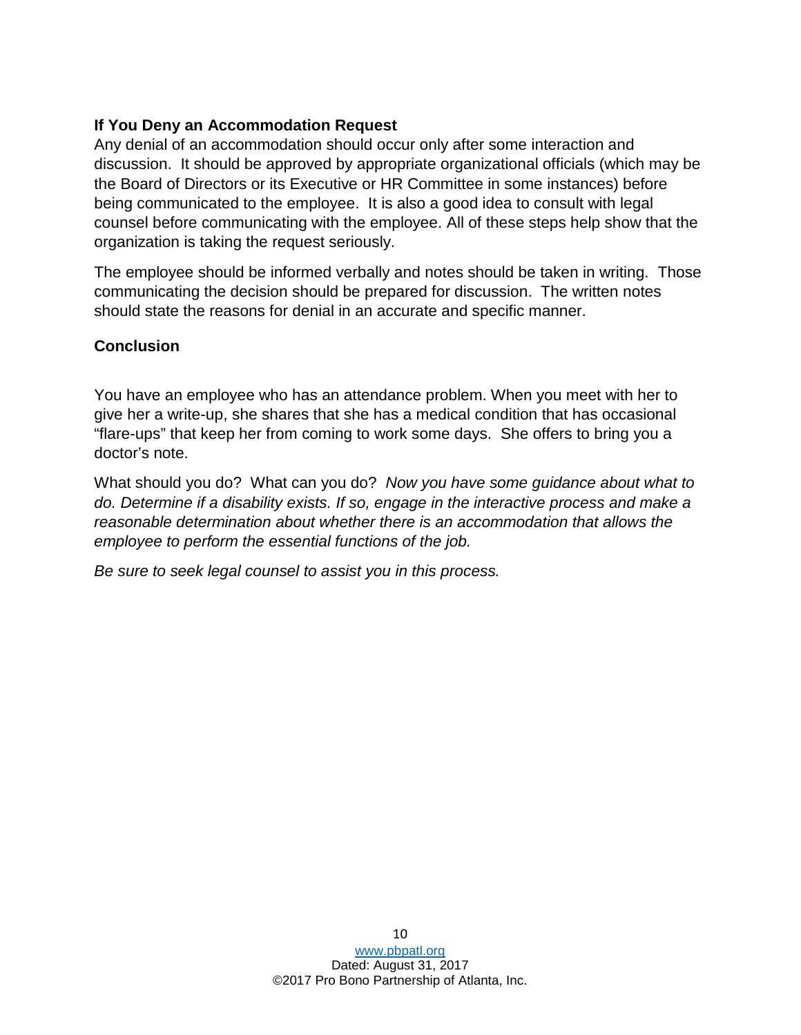### If You Deny an Accommodation Request

Any denial of an accommodation should occur only after some interaction and discussion. It should be approved by appropriate organizational officials (which may be the Board of Directors or its Executive or HR Committee in some instances) before being communicated to the employee. It is also a good idea to consult with legal counsel before communicating with the employee. All of these steps help show that the organization is taking the request seriously.

The employee should be informed verbally and notes should be taken in writing. Those communicating the decision should be prepared for discussion. The written notes should state the reasons for denial in an accurate and specific manner.

### Conclusion

You have an employee who has an attendance problem. When you meet with her to give her a write-up, she shares that she has a medical condition that has occasional "flare-ups" that keep her from coming to work some days. She offers to bring you a doctor's note.

What should you do? What can you do? *Now you have some guidance about what to do. Determine if a disability exists. If so, engage in the interactive process and make a reasonable determination about whether there is an accommodation that allows the employee to perform the essential functions of the job.*

*Be sure to seek legal counsel to assist you in this process.*